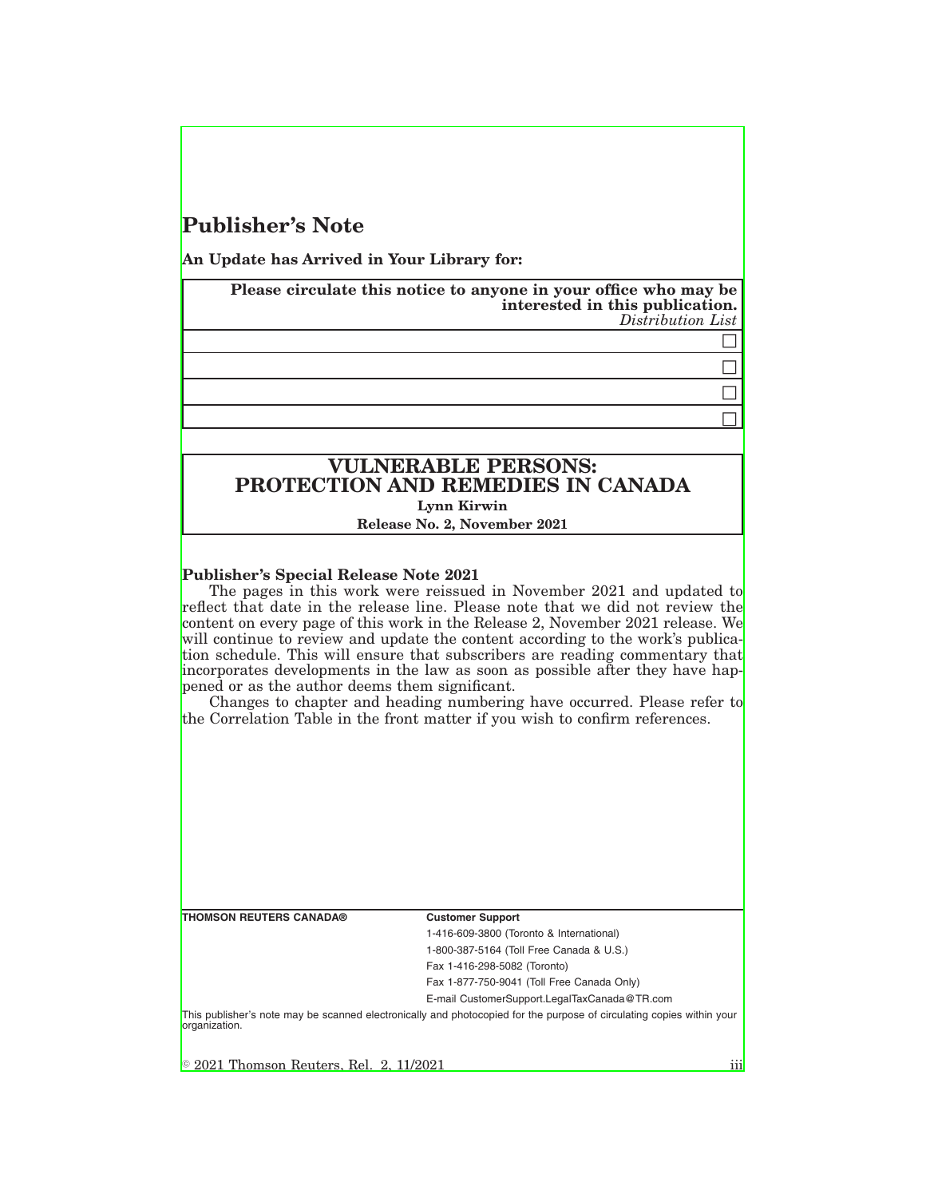# Publisher's Note

**An Update has Arrived in Your Library for:**

| **Please circulate this notice to anyone in your office who may be interested in this publication.** *Distribution List* |
|---|
| ☐ |
| ☐ |
| ☐ |
| ☐ |

## VULNERABLE PERSONS: PROTECTION AND REMEDIES IN CANADA

**Lynn Kirwin**

**Release No. 2, November 2021**

### Publisher's Special Release Note 2021

The pages in this work were reissued in November 2021 and updated to reflect that date in the release line. Please note that we did not review the content on every page of this work in the Release 2, November 2021 release. We will continue to review and update the content according to the work's publication schedule. This will ensure that subscribers are reading commentary that incorporates developments in the law as soon as possible after they have happened or as the author deems them significant.

Changes to chapter and heading numbering have occurred. Please refer to the Correlation Table in the front matter if you wish to confirm references.

**THOMSON REUTERS CANADA®**

**Customer Support**

1-416-609-3800 (Toronto & International)

1-800-387-5164 (Toll Free Canada & U.S.)

Fax 1-416-298-5082 (Toronto)

Fax 1-877-750-9041 (Toll Free Canada Only)

E-mail CustomerSupport.LegalTaxCanada@TR.com

This publisher's note may be scanned electronically and photocopied for the purpose of circulating copies within your organization.

© 2021 Thomson Reuters, Rel. 2, 11/2021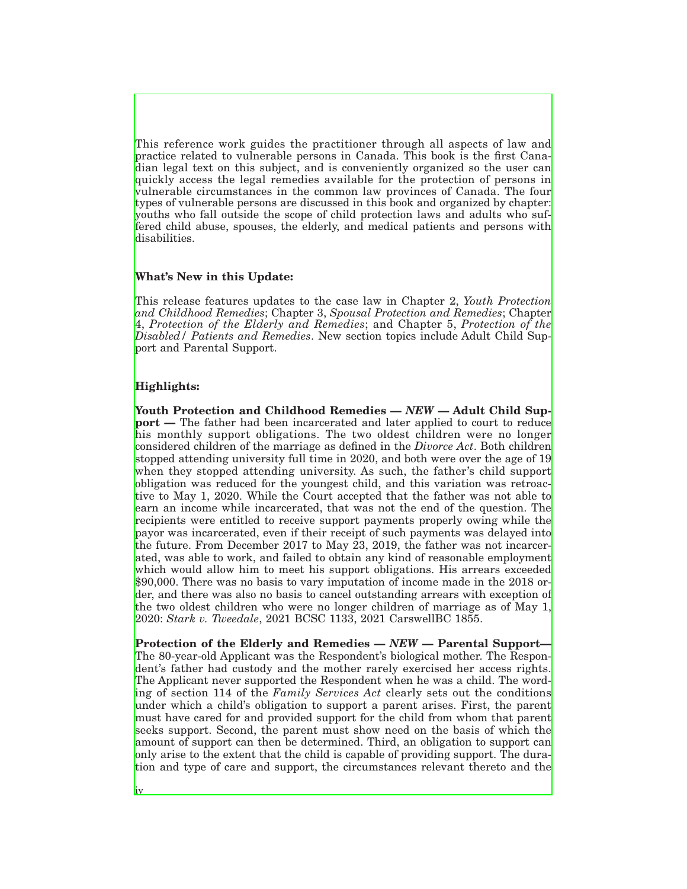This reference work guides the practitioner through all aspects of law and practice related to vulnerable persons in Canada. This book is the first Canadian legal text on this subject, and is conveniently organized so the user can quickly access the legal remedies available for the protection of persons in vulnerable circumstances in the common law provinces of Canada. The four types of vulnerable persons are discussed in this book and organized by chapter: youths who fall outside the scope of child protection laws and adults who suffered child abuse, spouses, the elderly, and medical patients and persons with disabilities.

**What's New in this Update:**

This release features updates to the case law in Chapter 2, *Youth Protection and Childhood Remedies*; Chapter 3, *Spousal Protection and Remedies*; Chapter 4, *Protection of the Elderly and Remedies*; and Chapter 5, *Protection of the Disabled / Patients and Remedies*. New section topics include Adult Child Support and Parental Support.

**Highlights:**

**Youth Protection and Childhood Remedies — *NEW* — Adult Child Support —** The father had been incarcerated and later applied to court to reduce his monthly support obligations. The two oldest children were no longer considered children of the marriage as defined in the *Divorce Act*. Both children stopped attending university full time in 2020, and both were over the age of 19 when they stopped attending university. As such, the father's child support obligation was reduced for the youngest child, and this variation was retroactive to May 1, 2020. While the Court accepted that the father was not able to earn an income while incarcerated, that was not the end of the question. The recipients were entitled to receive support payments properly owing while the payor was incarcerated, even if their receipt of such payments was delayed into the future. From December 2017 to May 23, 2019, the father was not incarcerated, was able to work, and failed to obtain any kind of reasonable employment which would allow him to meet his support obligations. His arrears exceeded $90,000. There was no basis to vary imputation of income made in the 2018 order, and there was also no basis to cancel outstanding arrears with exception of the two oldest children who were no longer children of marriage as of May 1, 2020: *Stark v. Tweedale*, 2021 BCSC 1133, 2021 CarswellBC 1855.

**Protection of the Elderly and Remedies — *NEW* — Parental Support—** The 80-year-old Applicant was the Respondent's biological mother. The Respondent's father had custody and the mother rarely exercised her access rights. The Applicant never supported the Respondent when he was a child. The wording of section 114 of the *Family Services Act* clearly sets out the conditions under which a child's obligation to support a parent arises. First, the parent must have cared for and provided support for the child from whom that parent seeks support. Second, the parent must show need on the basis of which the amount of support can then be determined. Third, an obligation to support can only arise to the extent that the child is capable of providing support. The duration and type of care and support, the circumstances relevant thereto and the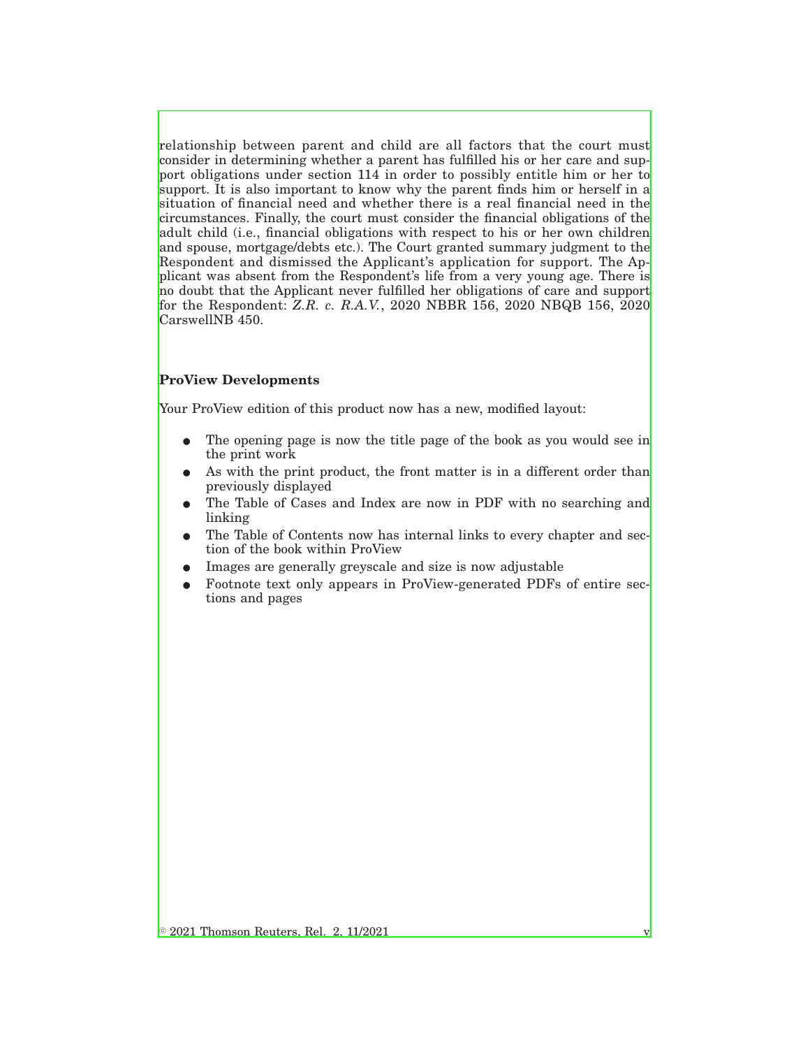relationship between parent and child are all factors that the court must consider in determining whether a parent has fulfilled his or her care and support obligations under section 114 in order to possibly entitle him or her to support. It is also important to know why the parent finds him or herself in a situation of financial need and whether there is a real financial need in the circumstances. Finally, the court must consider the financial obligations of the adult child (i.e., financial obligations with respect to his or her own children and spouse, mortgage/debts etc.). The Court granted summary judgment to the Respondent and dismissed the Applicant's application for support. The Applicant was absent from the Respondent's life from a very young age. There is no doubt that the Applicant never fulfilled her obligations of care and support for the Respondent: *Z.R. c. R.A.V.*, 2020 NBBR 156, 2020 NBQB 156, 2020 CarswellNB 450.

**ProView Developments**

Your ProView edition of this product now has a new, modified layout:

- The opening page is now the title page of the book as you would see in the print work
- As with the print product, the front matter is in a different order than previously displayed
- The Table of Cases and Index are now in PDF with no searching and linking
- The Table of Contents now has internal links to every chapter and section of the book within ProView
- Images are generally greyscale and size is now adjustable
- Footnote text only appears in ProView-generated PDFs of entire sections and pages